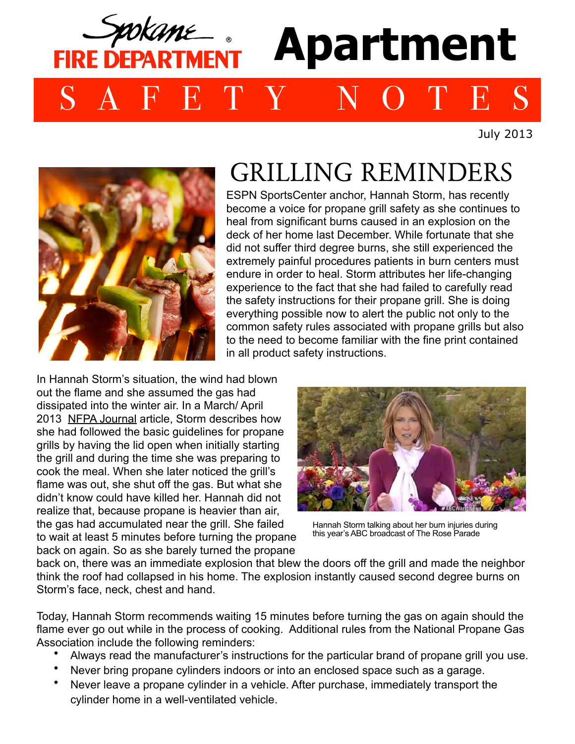# Spokane FIRE DEPARTMENT® Apartment

## S A F E T Y   N O T E S

July 2013

## GRILLING REMINDERS

ESPN SportsCenter anchor, Hannah Storm, has recently become a voice for propane grill safety as she continues to heal from significant burns caused in an explosion on the deck of her home last December. While fortunate that she did not suffer third degree burns, she still experienced the extremely painful procedures patients in burn centers must endure in order to heal. Storm attributes her life-changing experience to the fact that she had failed to carefully read the safety instructions for their propane grill. She is doing everything possible now to alert the public not only to the common safety rules associated with propane grills but also to the need to become familiar with the fine print contained in all product safety instructions.

In Hannah Storm's situation, the wind had blown out the flame and she assumed the gas had dissipated into the winter air. In a March/ April 2013 NFPA Journal article, Storm describes how she had followed the basic guidelines for propane grills by having the lid open when initially starting the grill and during the time she was preparing to cook the meal. When she later noticed the grill's flame was out, she shut off the gas. But what she didn't know could have killed her. Hannah did not realize that, because propane is heavier than air, the gas had accumulated near the grill. She failed to wait at least 5 minutes before turning the propane back on again. So as she barely turned the propane back on, there was an immediate explosion that blew the doors off the grill and made the neighbor think the roof had collapsed in his home. The explosion instantly caused second degree burns on Storm's face, neck, chest and hand.

Hannah Storm talking about her burn injuries during this year's ABC broadcast of The Rose Parade

Today, Hannah Storm recommends waiting 15 minutes before turning the gas on again should the flame ever go out while in the process of cooking. Additional rules from the National Propane Gas Association include the following reminders:

- Always read the manufacturer's instructions for the particular brand of propane grill you use.
- Never bring propane cylinders indoors or into an enclosed space such as a garage.
- Never leave a propane cylinder in a vehicle. After purchase, immediately transport the cylinder home in a well-ventilated vehicle.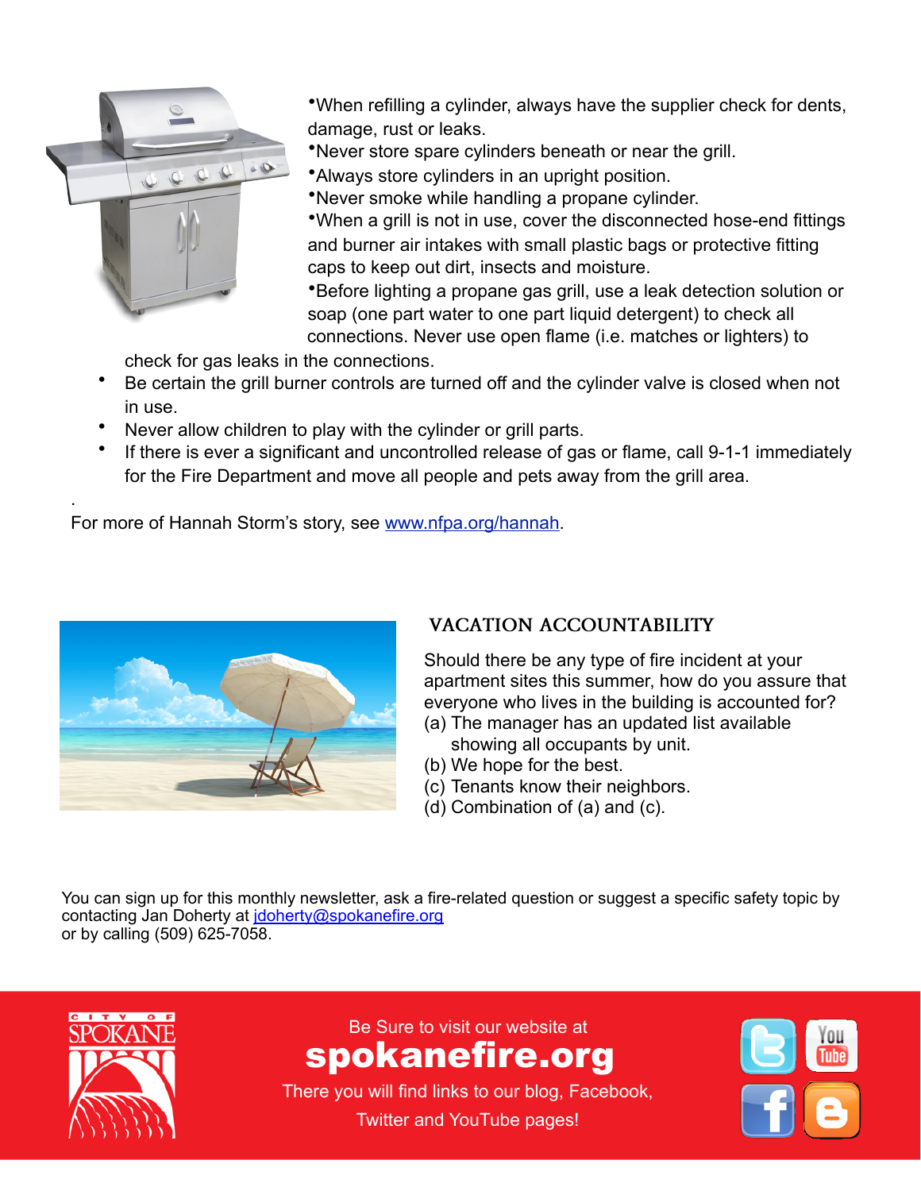- When refilling a cylinder, always have the supplier check for dents, damage, rust or leaks.
- Never store spare cylinders beneath or near the grill.
- Always store cylinders in an upright position.
- Never smoke while handling a propane cylinder.
- When a grill is not in use, cover the disconnected hose-end fittings and burner air intakes with small plastic bags or protective fitting caps to keep out dirt, insects and moisture.
- Before lighting a propane gas grill, use a leak detection solution or soap (one part water to one part liquid detergent) to check all connections. Never use open flame (i.e. matches or lighters) to check for gas leaks in the connections.
- Be certain the grill burner controls are turned off and the cylinder valve is closed when not in use.
- Never allow children to play with the cylinder or grill parts.
- If there is ever a significant and uncontrolled release of gas or flame, call 9-1-1 immediately for the Fire Department and move all people and pets away from the grill area.

.

For more of Hannah Storm's story, see [www.nfpa.org/hannah](www.nfpa.org/hannah).

## VACATION ACCOUNTABILITY

Should there be any type of fire incident at your apartment sites this summer, how do you assure that everyone who lives in the building is accounted for?

(a) The manager has an updated list available showing all occupants by unit.
(b) We hope for the best.
(c) Tenants know their neighbors.
(d) Combination of (a) and (c).

You can sign up for this monthly newsletter, ask a fire-related question or suggest a specific safety topic by contacting Jan Doherty at [jdoherty@spokanefire.org](mailto:jdoherty@spokanefire.org)
or by calling (509) 625-7058.

CITY OF SPOKANE

Be Sure to visit our website at

**spokanefire.org**

There you will find links to our blog, Facebook, Twitter and YouTube pages!